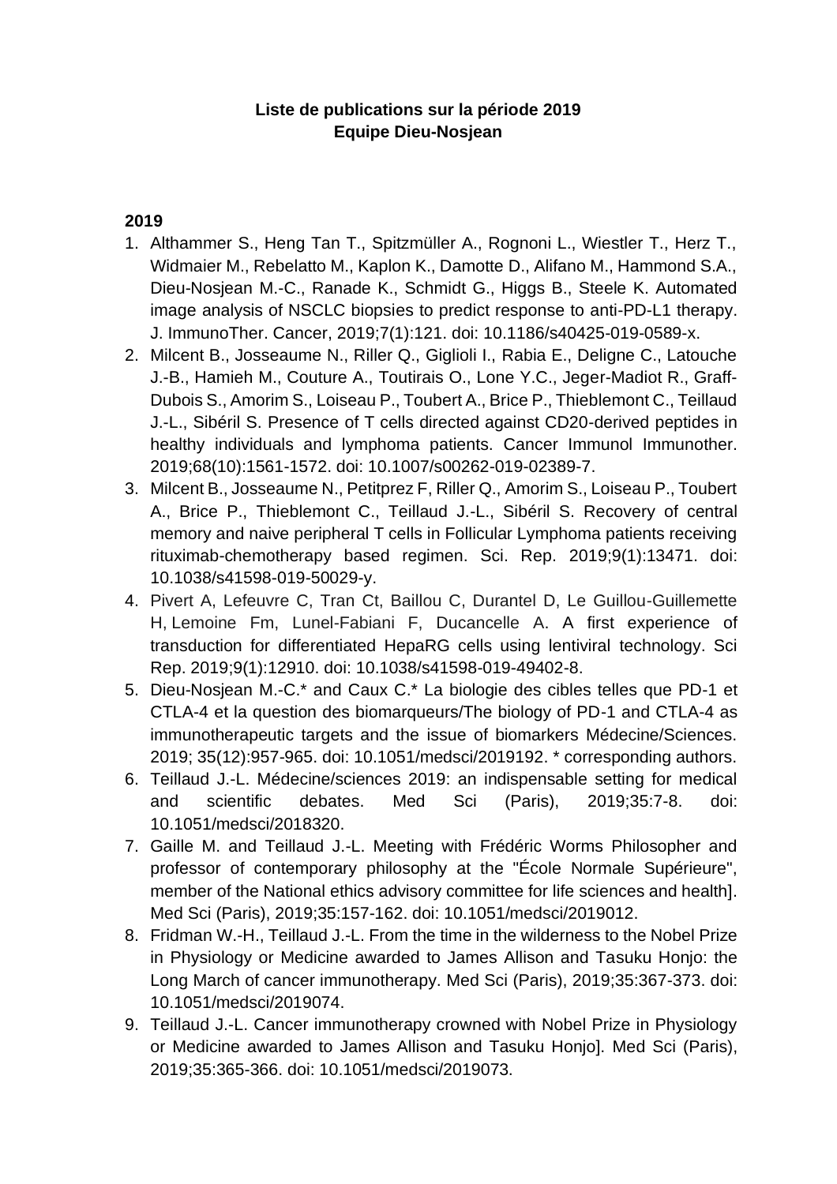**Liste de publications sur la période 2019**
**Equipe Dieu-Nosjean**

## 2019

1. Althammer S., Heng Tan T., Spitzmüller A., Rognoni L., Wiestler T., Herz T., Widmaier M., Rebelatto M., Kaplon K., Damotte D., Alifano M., Hammond S.A., Dieu-Nosjean M.-C., Ranade K., Schmidt G., Higgs B., Steele K. Automated image analysis of NSCLC biopsies to predict response to anti-PD-L1 therapy. J. ImmunoTher. Cancer, 2019;7(1):121. doi: 10.1186/s40425-019-0589-x.
2. Milcent B., Josseaume N., Riller Q., Giglioli I., Rabia E., Deligne C., Latouche J.-B., Hamieh M., Couture A., Toutirais O., Lone Y.C., Jeger-Madiot R., Graff-Dubois S., Amorim S., Loiseau P., Toubert A., Brice P., Thieblemont C., Teillaud J.-L., Sibéril S. Presence of T cells directed against CD20-derived peptides in healthy individuals and lymphoma patients. Cancer Immunol Immunother. 2019;68(10):1561-1572. doi: 10.1007/s00262-019-02389-7.
3. Milcent B., Josseaume N., Petitprez F, Riller Q., Amorim S., Loiseau P., Toubert A., Brice P., Thieblemont C., Teillaud J.-L., Sibéril S. Recovery of central memory and naive peripheral T cells in Follicular Lymphoma patients receiving rituximab-chemotherapy based regimen. Sci. Rep. 2019;9(1):13471. doi: 10.1038/s41598-019-50029-y.
4. Pivert A, Lefeuvre C, Tran Ct, Baillou C, Durantel D, Le Guillou-Guillemette H, Lemoine Fm, Lunel-Fabiani F, Ducancelle A. A first experience of transduction for differentiated HepaRG cells using lentiviral technology. Sci Rep. 2019;9(1):12910. doi: 10.1038/s41598-019-49402-8.
5. Dieu-Nosjean M.-C.* and Caux C.* La biologie des cibles telles que PD-1 et CTLA-4 et la question des biomarqueurs/The biology of PD-1 and CTLA-4 as immunotherapeutic targets and the issue of biomarkers Médecine/Sciences. 2019; 35(12):957-965. doi: 10.1051/medsci/2019192. * corresponding authors.
6. Teillaud J.-L. Médecine/sciences 2019: an indispensable setting for medical and scientific debates. Med Sci (Paris), 2019;35:7-8. doi: 10.1051/medsci/2018320.
7. Gaille M. and Teillaud J.-L. Meeting with Frédéric Worms Philosopher and professor of contemporary philosophy at the "École Normale Supérieure", member of the National ethics advisory committee for life sciences and health]. Med Sci (Paris), 2019;35:157-162. doi: 10.1051/medsci/2019012.
8. Fridman W.-H., Teillaud J.-L. From the time in the wilderness to the Nobel Prize in Physiology or Medicine awarded to James Allison and Tasuku Honjo: the Long March of cancer immunotherapy. Med Sci (Paris), 2019;35:367-373. doi: 10.1051/medsci/2019074.
9. Teillaud J.-L. Cancer immunotherapy crowned with Nobel Prize in Physiology or Medicine awarded to James Allison and Tasuku Honjo]. Med Sci (Paris), 2019;35:365-366. doi: 10.1051/medsci/2019073.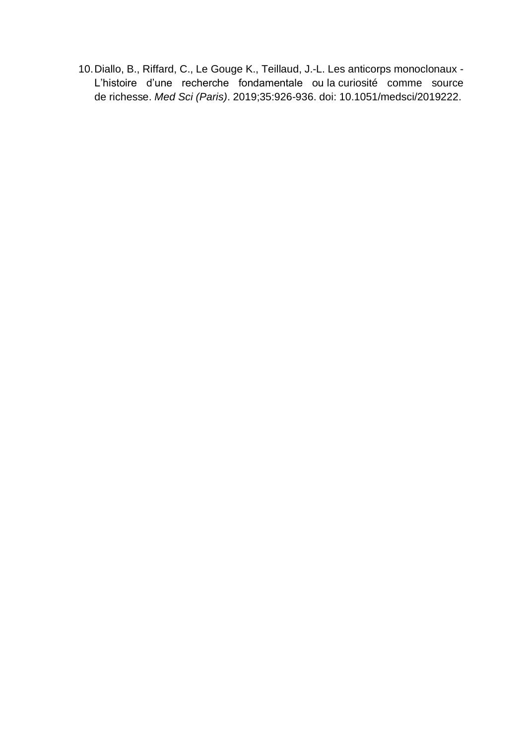10. Diallo, B., Riffard, C., Le Gouge K., Teillaud, J.-L. Les anticorps monoclonaux - L'histoire d'une recherche fondamentale ou la curiosité comme source de richesse. *Med Sci (Paris)*. 2019;35:926-936. doi: 10.1051/medsci/2019222.